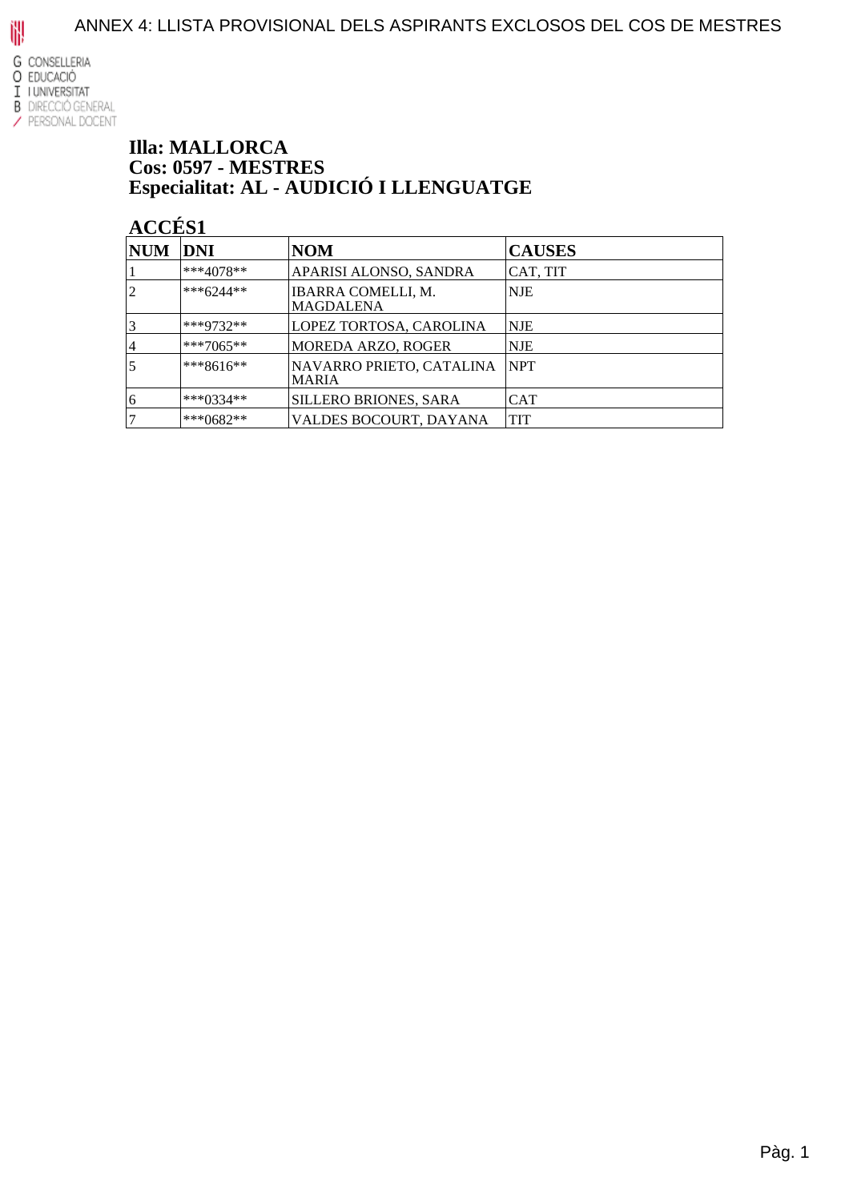ANNEX 4: LLISTA PROVISIONAL DELS ASPIRANTS EXCLOSOS DEL COS DE MESTRES

G CONSELLERIA
O EDUCACIÓ
I I UNIVERSITAT
B DIRECCIÓ GENERAL
/ PERSONAL DOCENT

**Illa: MALLORCA**
**Cos: 0597 - MESTRES**
**Especialitat: AL - AUDICIÓ I LLENGUATGE**

**ACCÉS1**

| NUM | DNI | NOM | CAUSES |
|---|---|---|---|
| 1 | ***4078** | APARISI ALONSO, SANDRA | CAT, TIT |
| 2 | ***6244** | IBARRA COMELLI, M. MAGDALENA | NJE |
| 3 | ***9732** | LOPEZ TORTOSA, CAROLINA | NJE |
| 4 | ***7065** | MOREDA ARZO, ROGER | NJE |
| 5 | ***8616** | NAVARRO PRIETO, CATALINA MARIA | NPT |
| 6 | ***0334** | SILLERO BRIONES, SARA | CAT |
| 7 | ***0682** | VALDES BOCOURT, DAYANA | TIT |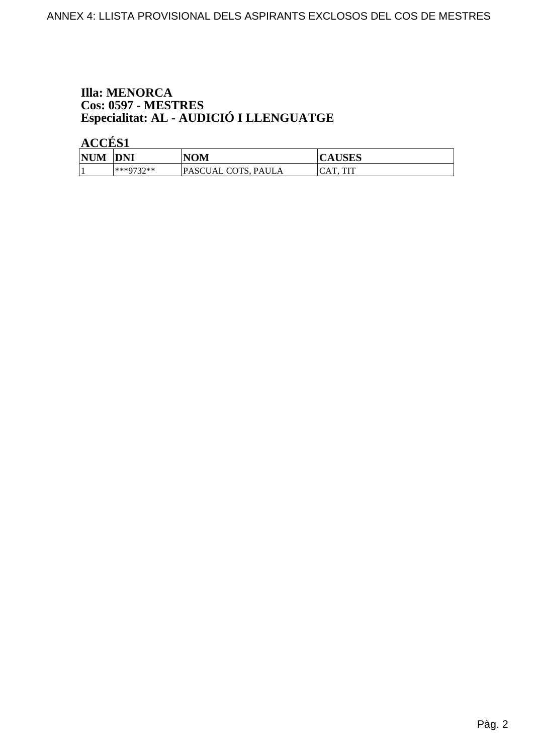**Illa: MENORCA**
**Cos: 0597 - MESTRES**
**Especialitat: AL - AUDICIÓ I LLENGUATGE**

**ACCÉS1**

| NUM | DNI | NOM | CAUSES |
|---|---|---|---|
| 1 | ***9732** | PASCUAL COTS, PAULA | CAT, TIT |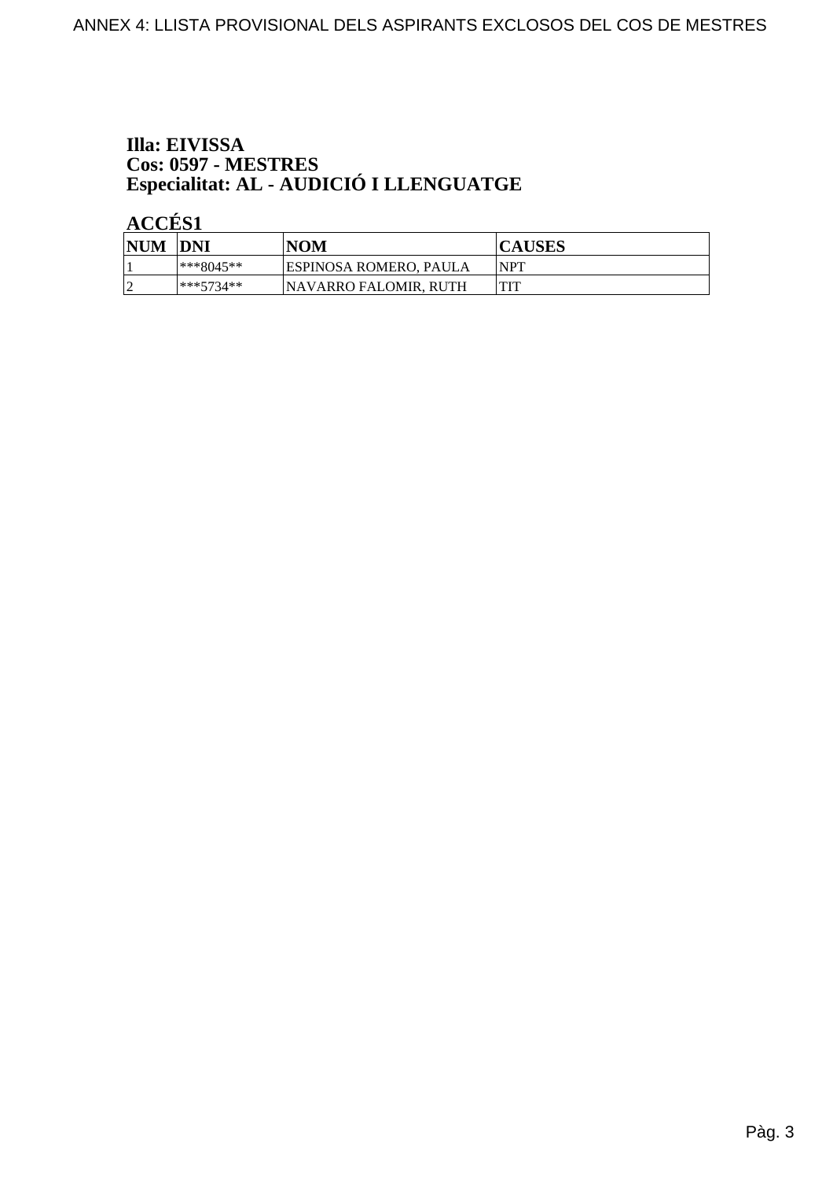**Illa: EIVISSA**
**Cos: 0597 - MESTRES**
**Especialitat: AL - AUDICIÓ I LLENGUATGE**

**ACCÉS1**

| NUM | DNI | NOM | CAUSES |
|---|---|---|---|
| 1 | ***8045** | ESPINOSA ROMERO, PAULA | NPT |
| 2 | ***5734** | NAVARRO FALOMIR, RUTH | TIT |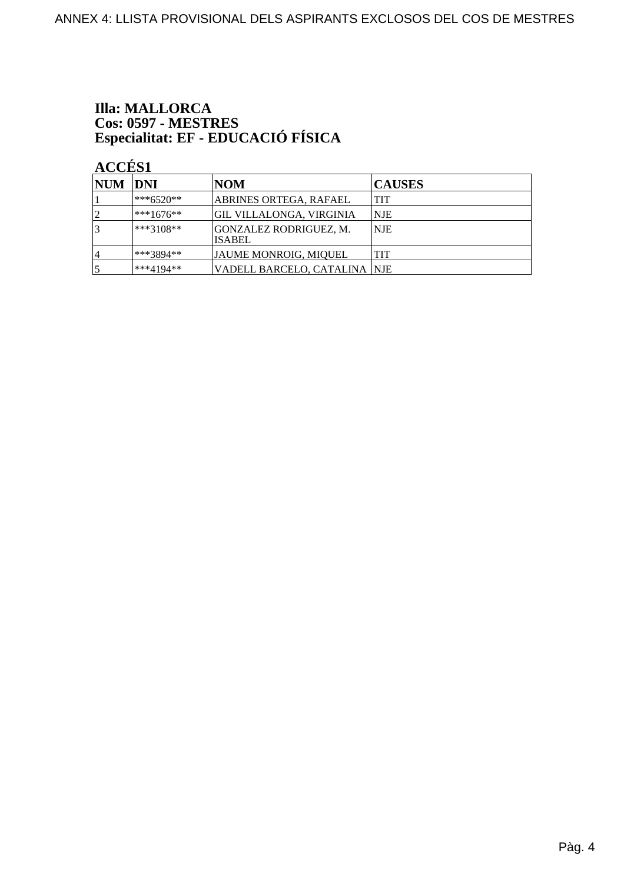**Illa: MALLORCA**
**Cos: 0597 - MESTRES**
**Especialitat: EF - EDUCACIÓ FÍSICA**

**ACCÉS1**

| NUM | DNI | NOM | CAUSES |
|---|---|---|---|
| 1 | ***6520** | ABRINES ORTEGA, RAFAEL | TIT |
| 2 | ***1676** | GIL VILLALONGA, VIRGINIA | NJE |
| 3 | ***3108** | GONZALEZ RODRIGUEZ, M. ISABEL | NJE |
| 4 | ***3894** | JAUME MONROIG, MIQUEL | TIT |
| 5 | ***4194** | VADELL BARCELO, CATALINA | NJE |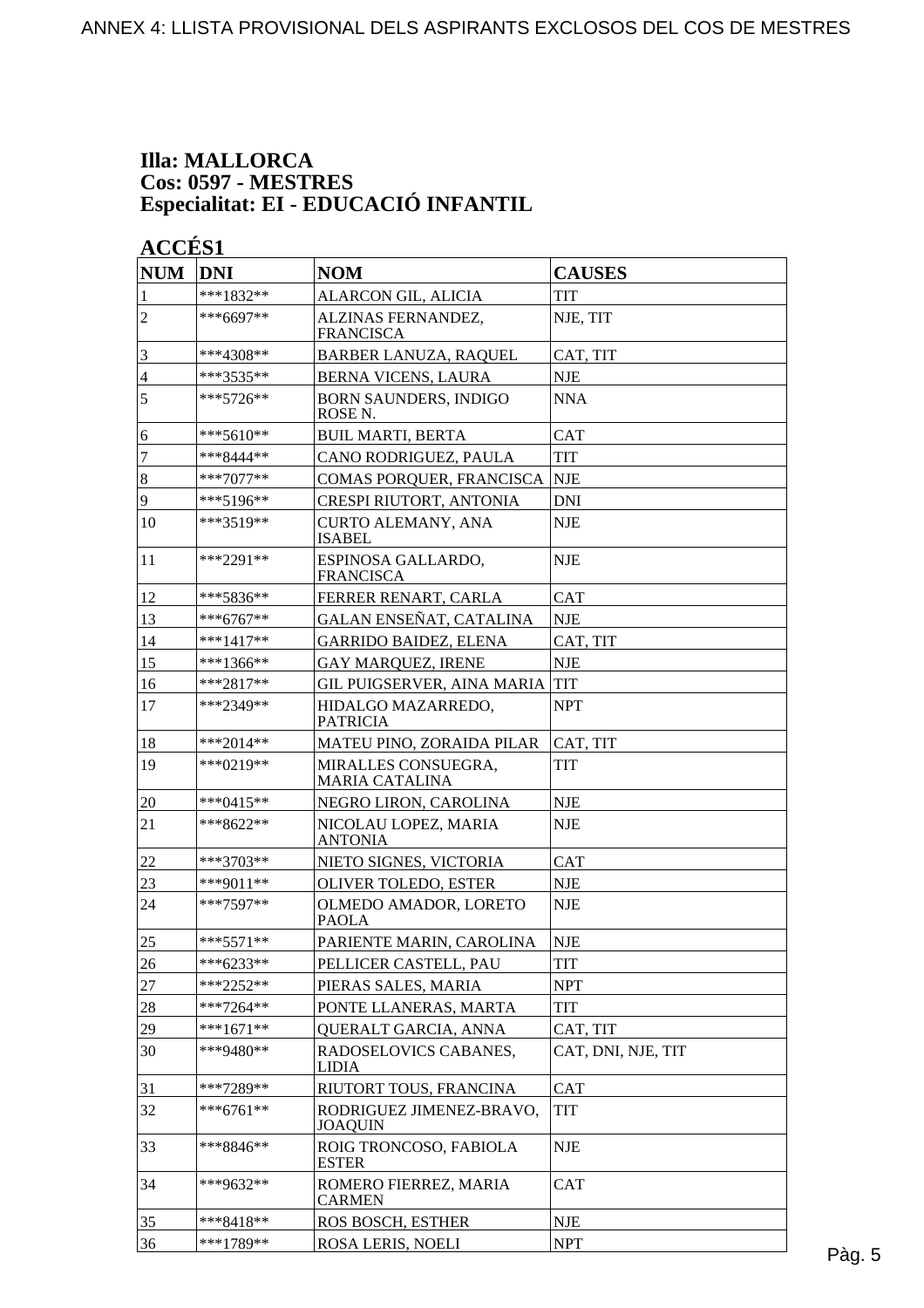**Illa: MALLORCA**
**Cos: 0597 - MESTRES**
**Especialitat: EI - EDUCACIÓ INFANTIL**

**ACCÉS1**

| NUM | DNI | NOM | CAUSES |
|---|---|---|---|
| 1 | ***1832** | ALARCON GIL, ALICIA | TIT |
| 2 | ***6697** | ALZINAS FERNANDEZ, FRANCISCA | NJE, TIT |
| 3 | ***4308** | BARBER LANUZA, RAQUEL | CAT, TIT |
| 4 | ***3535** | BERNA VICENS, LAURA | NJE |
| 5 | ***5726** | BORN SAUNDERS, INDIGO ROSE N. | NNA |
| 6 | ***5610** | BUIL MARTI, BERTA | CAT |
| 7 | ***8444** | CANO RODRIGUEZ, PAULA | TIT |
| 8 | ***7077** | COMAS PORQUER, FRANCISCA | NJE |
| 9 | ***5196** | CRESPI RIUTORT, ANTONIA | DNI |
| 10 | ***3519** | CURTO ALEMANY, ANA ISABEL | NJE |
| 11 | ***2291** | ESPINOSA GALLARDO, FRANCISCA | NJE |
| 12 | ***5836** | FERRER RENART, CARLA | CAT |
| 13 | ***6767** | GALAN ENSEÑAT, CATALINA | NJE |
| 14 | ***1417** | GARRIDO BAIDEZ, ELENA | CAT, TIT |
| 15 | ***1366** | GAY MARQUEZ, IRENE | NJE |
| 16 | ***2817** | GIL PUIGSERVER, AINA MARIA | TIT |
| 17 | ***2349** | HIDALGO MAZARREDO, PATRICIA | NPT |
| 18 | ***2014** | MATEU PINO, ZORAIDA PILAR | CAT, TIT |
| 19 | ***0219** | MIRALLES CONSUEGRA, MARIA CATALINA | TIT |
| 20 | ***0415** | NEGRO LIRON, CAROLINA | NJE |
| 21 | ***8622** | NICOLAU LOPEZ, MARIA ANTONIA | NJE |
| 22 | ***3703** | NIETO SIGNES, VICTORIA | CAT |
| 23 | ***9011** | OLIVER TOLEDO, ESTER | NJE |
| 24 | ***7597** | OLMEDO AMADOR, LORETO PAOLA | NJE |
| 25 | ***5571** | PARIENTE MARIN, CAROLINA | NJE |
| 26 | ***6233** | PELLICER CASTELL, PAU | TIT |
| 27 | ***2252** | PIERAS SALES, MARIA | NPT |
| 28 | ***7264** | PONTE LLANERAS, MARTA | TIT |
| 29 | ***1671** | QUERALT GARCIA, ANNA | CAT, TIT |
| 30 | ***9480** | RADOSELOVICS CABANES, LIDIA | CAT, DNI, NJE, TIT |
| 31 | ***7289** | RIUTORT TOUS, FRANCINA | CAT |
| 32 | ***6761** | RODRIGUEZ JIMENEZ-BRAVO, JOAQUIN | TIT |
| 33 | ***8846** | ROIG TRONCOSO, FABIOLA ESTER | NJE |
| 34 | ***9632** | ROMERO FIERREZ, MARIA CARMEN | CAT |
| 35 | ***8418** | ROS BOSCH, ESTHER | NJE |
| 36 | ***1789** | ROSA LERIS, NOELI | NPT |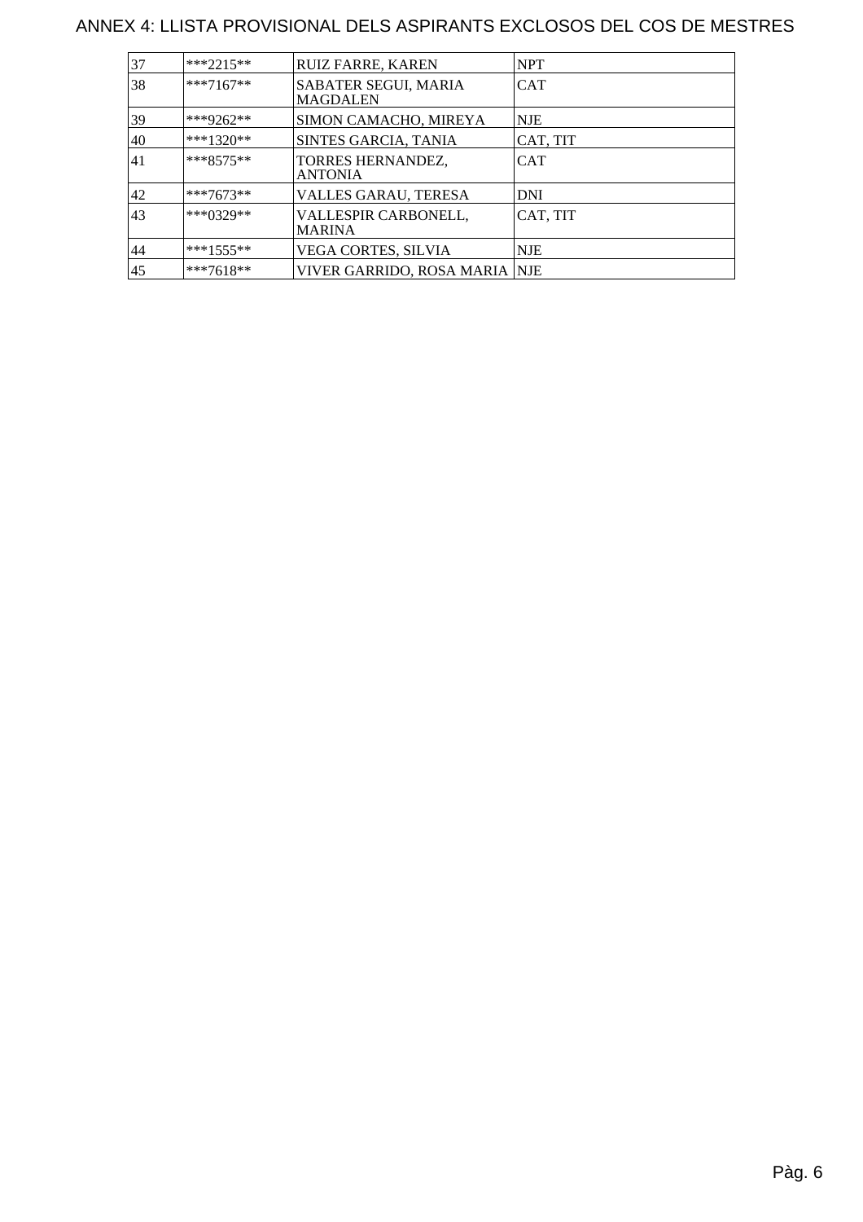# ANNEX 4: LLISTA PROVISIONAL DELS ASPIRANTS EXCLOSOS DEL COS DE MESTRES

| | | | |
|---|---|---|---|
| 37 | ***2215** | RUIZ FARRE, KAREN | NPT |
| 38 | ***7167** | SABATER SEGUI, MARIA MAGDALEN | CAT |
| 39 | ***9262** | SIMON CAMACHO, MIREYA | NJE |
| 40 | ***1320** | SINTES GARCIA, TANIA | CAT, TIT |
| 41 | ***8575** | TORRES HERNANDEZ, ANTONIA | CAT |
| 42 | ***7673** | VALLES GARAU, TERESA | DNI |
| 43 | ***0329** | VALLESPIR CARBONELL, MARINA | CAT, TIT |
| 44 | ***1555** | VEGA CORTES, SILVIA | NJE |
| 45 | ***7618** | VIVER GARRIDO, ROSA MARIA | NJE |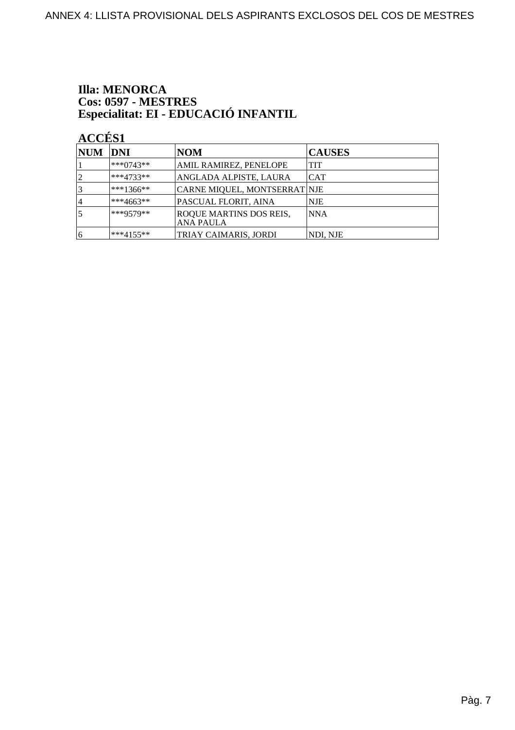**Illa: MENORCA**
**Cos: 0597 - MESTRES**
**Especialitat: EI - EDUCACIÓ INFANTIL**

**ACCÉS1**

| NUM | DNI | NOM | CAUSES |
|---|---|---|---|
| 1 | ***0743** | AMIL RAMIREZ, PENELOPE | TIT |
| 2 | ***4733** | ANGLADA ALPISTE, LAURA | CAT |
| 3 | ***1366** | CARNE MIQUEL, MONTSERRAT | NJE |
| 4 | ***4663** | PASCUAL FLORIT, AINA | NJE |
| 5 | ***9579** | ROQUE MARTINS DOS REIS, ANA PAULA | NNA |
| 6 | ***4155** | TRIAY CAIMARIS, JORDI | NDI, NJE |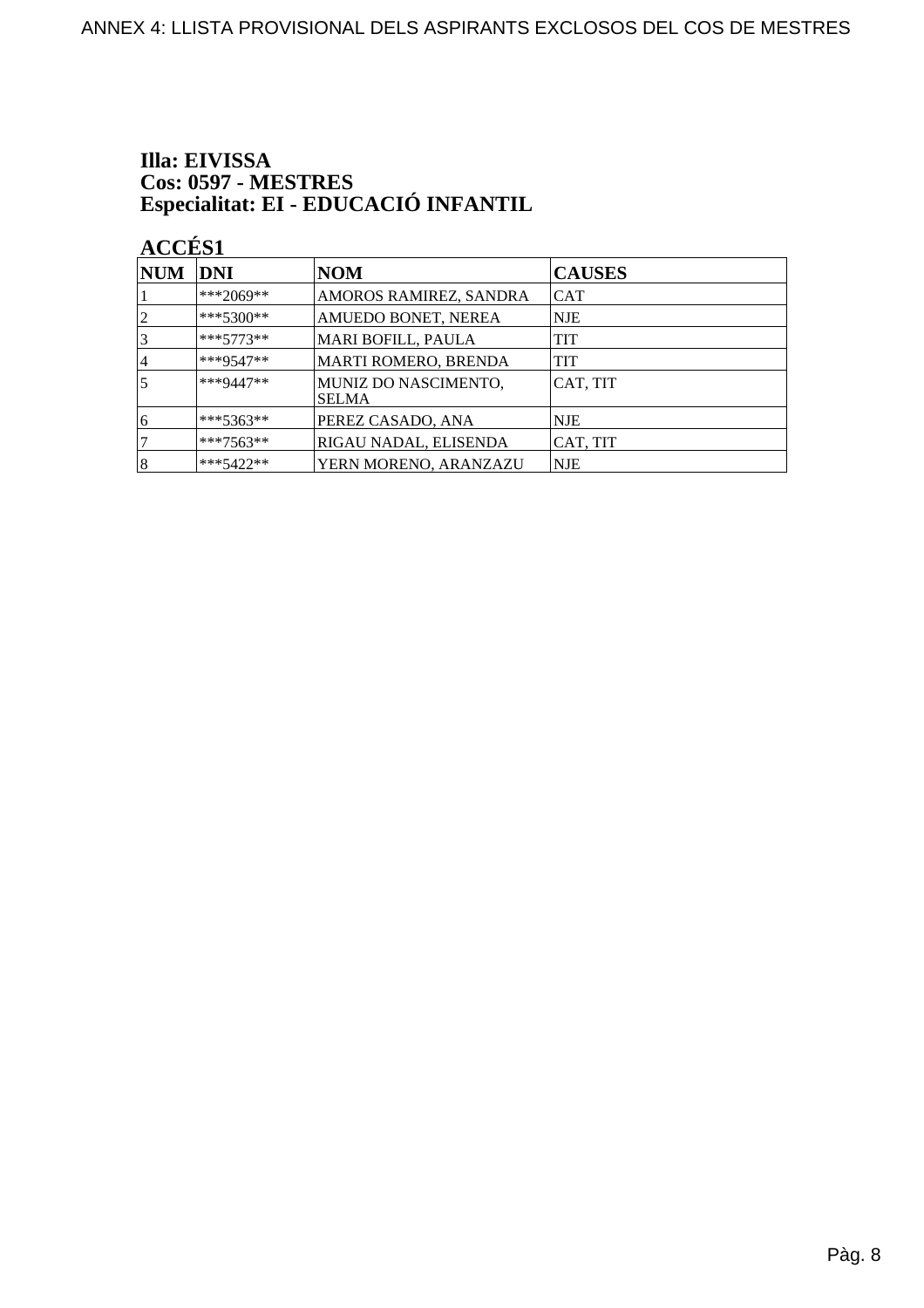**Illa: EIVISSA**
**Cos: 0597 - MESTRES**
**Especialitat: EI - EDUCACIÓ INFANTIL**

**ACCÉS1**

| NUM | DNI | NOM | CAUSES |
|---|---|---|---|
| 1 | ***2069** | AMOROS RAMIREZ, SANDRA | CAT |
| 2 | ***5300** | AMUEDO BONET, NEREA | NJE |
| 3 | ***5773** | MARI BOFILL, PAULA | TIT |
| 4 | ***9547** | MARTI ROMERO, BRENDA | TIT |
| 5 | ***9447** | MUNIZ DO NASCIMENTO, SELMA | CAT, TIT |
| 6 | ***5363** | PEREZ CASADO, ANA | NJE |
| 7 | ***7563** | RIGAU NADAL, ELISENDA | CAT, TIT |
| 8 | ***5422** | YERN MORENO, ARANZAZU | NJE |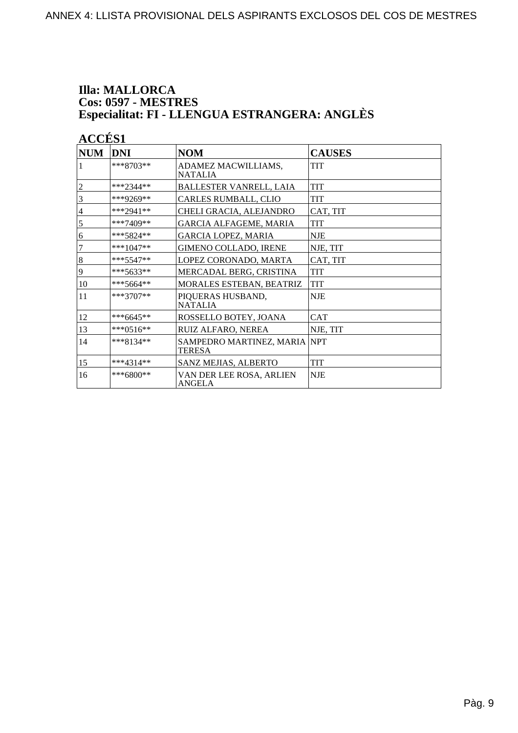# Illa: MALLORCA
# Cos: 0597 - MESTRES
# Especialitat: FI - LLENGUA ESTRANGERA: ANGLÈS

## ACCÉS1

| NUM | DNI | NOM | CAUSES |
|---|---|---|---|
| 1 | ***8703** | ADAMEZ MACWILLIAMS, NATALIA | TIT |
| 2 | ***2344** | BALLESTER VANRELL, LAIA | TIT |
| 3 | ***9269** | CARLES RUMBALL, CLIO | TIT |
| 4 | ***2941** | CHELI GRACIA, ALEJANDRO | CAT, TIT |
| 5 | ***7409** | GARCIA ALFAGEME, MARIA | TIT |
| 6 | ***5824** | GARCIA LOPEZ, MARIA | NJE |
| 7 | ***1047** | GIMENO COLLADO, IRENE | NJE, TIT |
| 8 | ***5547** | LOPEZ CORONADO, MARTA | CAT, TIT |
| 9 | ***5633** | MERCADAL BERG, CRISTINA | TIT |
| 10 | ***5664** | MORALES ESTEBAN, BEATRIZ | TIT |
| 11 | ***3707** | PIQUERAS HUSBAND, NATALIA | NJE |
| 12 | ***6645** | ROSSELLO BOTEY, JOANA | CAT |
| 13 | ***0516** | RUIZ ALFARO, NEREA | NJE, TIT |
| 14 | ***8134** | SAMPEDRO MARTINEZ, MARIA TERESA | NPT |
| 15 | ***4314** | SANZ MEJIAS, ALBERTO | TIT |
| 16 | ***6800** | VAN DER LEE ROSA, ARLIEN ANGELA | NJE |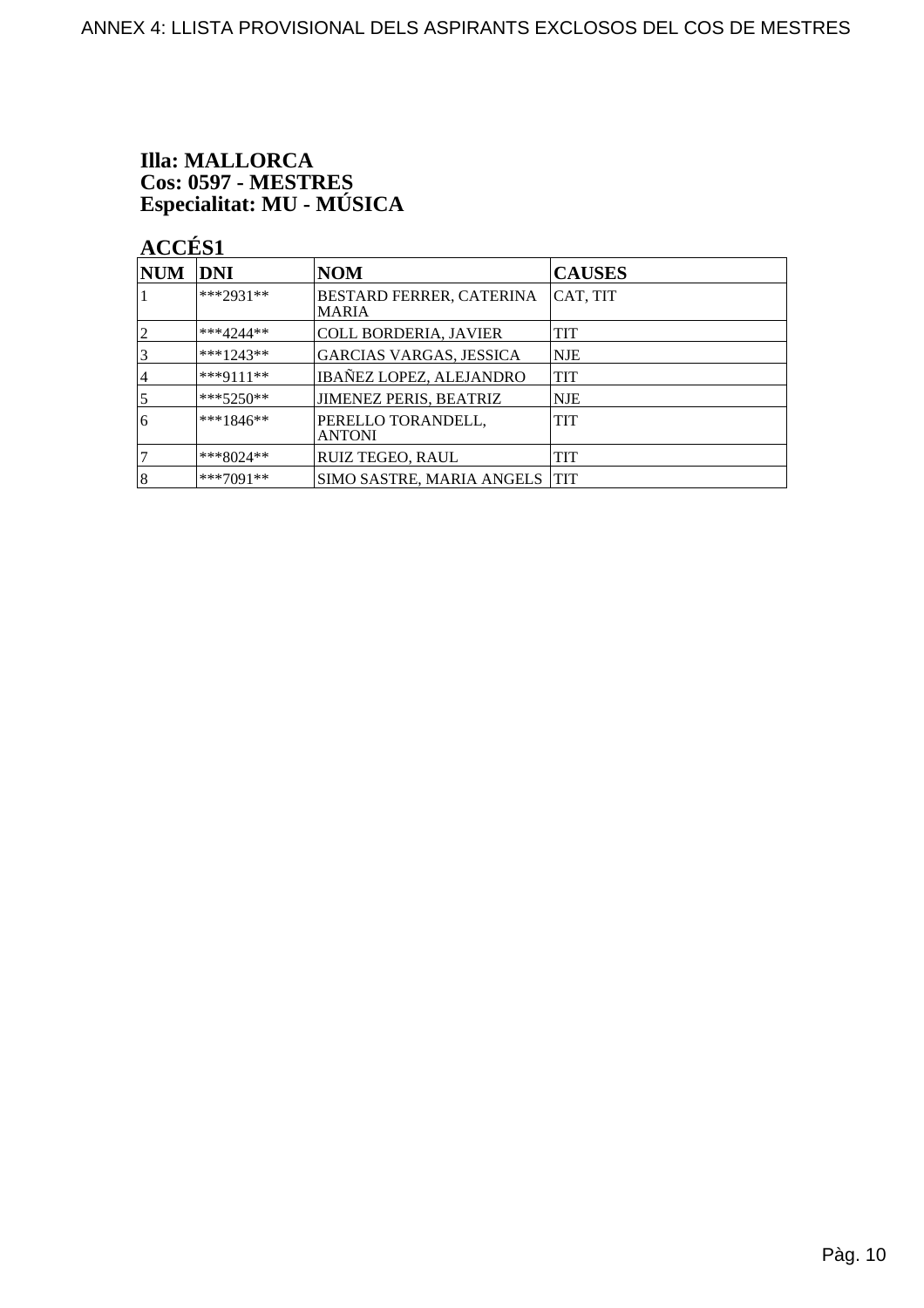**Illa: MALLORCA**
**Cos: 0597 - MESTRES**
**Especialitat: MU - MÚSICA**

**ACCÉS1**

| NUM | DNI | NOM | CAUSES |
|---|---|---|---|
| 1 | ***2931** | BESTARD FERRER, CATERINA MARIA | CAT, TIT |
| 2 | ***4244** | COLL BORDERIA, JAVIER | TIT |
| 3 | ***1243** | GARCIAS VARGAS, JESSICA | NJE |
| 4 | ***9111** | IBAÑEZ LOPEZ, ALEJANDRO | TIT |
| 5 | ***5250** | JIMENEZ PERIS, BEATRIZ | NJE |
| 6 | ***1846** | PERELLO TORANDELL, ANTONI | TIT |
| 7 | ***8024** | RUIZ TEGEO, RAUL | TIT |
| 8 | ***7091** | SIMO SASTRE, MARIA ANGELS | TIT |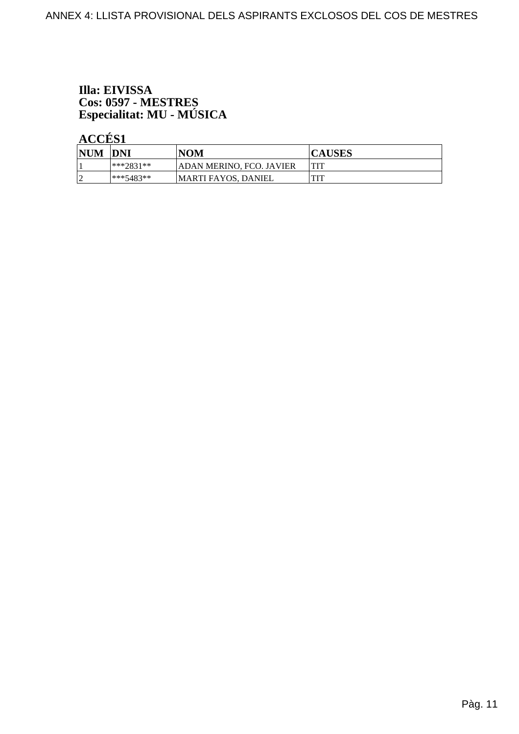ANNEX 4: LLISTA PROVISIONAL DELS ASPIRANTS EXCLOSOS DEL COS DE MESTRES

**Illa: EIVISSA**
**Cos: 0597 - MESTRES**
**Especialitat: MU - MÚSICA**

**ACCÉS1**

| NUM | DNI | NOM | CAUSES |
|---|---|---|---|
| 1 | ***2831** | ADAN MERINO, FCO. JAVIER | TIT |
| 2 | ***5483** | MARTI FAYOS, DANIEL | TIT |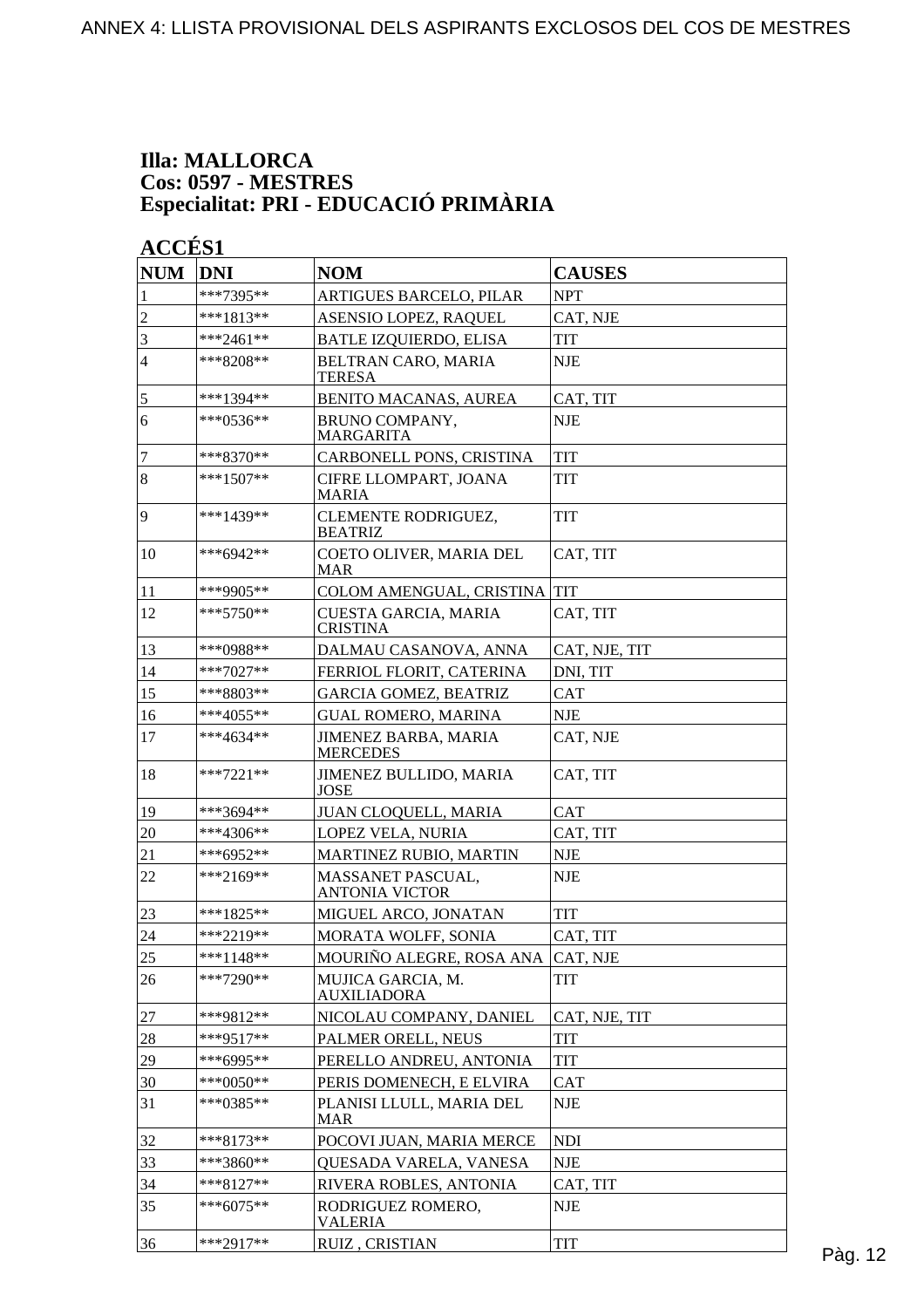**Illa: MALLORCA**
**Cos: 0597 - MESTRES**
**Especialitat: PRI - EDUCACIÓ PRIMÀRIA**

**ACCÉS1**

| NUM | DNI | NOM | CAUSES |
|---|---|---|---|
| 1 | ***7395** | ARTIGUES BARCELO, PILAR | NPT |
| 2 | ***1813** | ASENSIO LOPEZ, RAQUEL | CAT, NJE |
| 3 | ***2461** | BATLE IZQUIERDO, ELISA | TIT |
| 4 | ***8208** | BELTRAN CARO, MARIA TERESA | NJE |
| 5 | ***1394** | BENITO MACANAS, AUREA | CAT, TIT |
| 6 | ***0536** | BRUNO COMPANY, MARGARITA | NJE |
| 7 | ***8370** | CARBONELL PONS, CRISTINA | TIT |
| 8 | ***1507** | CIFRE LLOMPART, JOANA MARIA | TIT |
| 9 | ***1439** | CLEMENTE RODRIGUEZ, BEATRIZ | TIT |
| 10 | ***6942** | COETO OLIVER, MARIA DEL MAR | CAT, TIT |
| 11 | ***9905** | COLOM AMENGUAL, CRISTINA | TIT |
| 12 | ***5750** | CUESTA GARCIA, MARIA CRISTINA | CAT, TIT |
| 13 | ***0988** | DALMAU CASANOVA, ANNA | CAT, NJE, TIT |
| 14 | ***7027** | FERRIOL FLORIT, CATERINA | DNI, TIT |
| 15 | ***8803** | GARCIA GOMEZ, BEATRIZ | CAT |
| 16 | ***4055** | GUAL ROMERO, MARINA | NJE |
| 17 | ***4634** | JIMENEZ BARBA, MARIA MERCEDES | CAT, NJE |
| 18 | ***7221** | JIMENEZ BULLIDO, MARIA JOSE | CAT, TIT |
| 19 | ***3694** | JUAN CLOQUELL, MARIA | CAT |
| 20 | ***4306** | LOPEZ VELA, NURIA | CAT, TIT |
| 21 | ***6952** | MARTINEZ RUBIO, MARTIN | NJE |
| 22 | ***2169** | MASSANET PASCUAL, ANTONIA VICTOR | NJE |
| 23 | ***1825** | MIGUEL ARCO, JONATAN | TIT |
| 24 | ***2219** | MORATA WOLFF, SONIA | CAT, TIT |
| 25 | ***1148** | MOURIÑO ALEGRE, ROSA ANA | CAT, NJE |
| 26 | ***7290** | MUJICA GARCIA, M. AUXILIADORA | TIT |
| 27 | ***9812** | NICOLAU COMPANY, DANIEL | CAT, NJE, TIT |
| 28 | ***9517** | PALMER ORELL, NEUS | TIT |
| 29 | ***6995** | PERELLO ANDREU, ANTONIA | TIT |
| 30 | ***0050** | PERIS DOMENECH, E ELVIRA | CAT |
| 31 | ***0385** | PLANISI LLULL, MARIA DEL MAR | NJE |
| 32 | ***8173** | POCOVI JUAN, MARIA MERCE | NDI |
| 33 | ***3860** | QUESADA VARELA, VANESA | NJE |
| 34 | ***8127** | RIVERA ROBLES, ANTONIA | CAT, TIT |
| 35 | ***6075** | RODRIGUEZ ROMERO, VALERIA | NJE |
| 36 | ***2917** | RUIZ , CRISTIAN | TIT |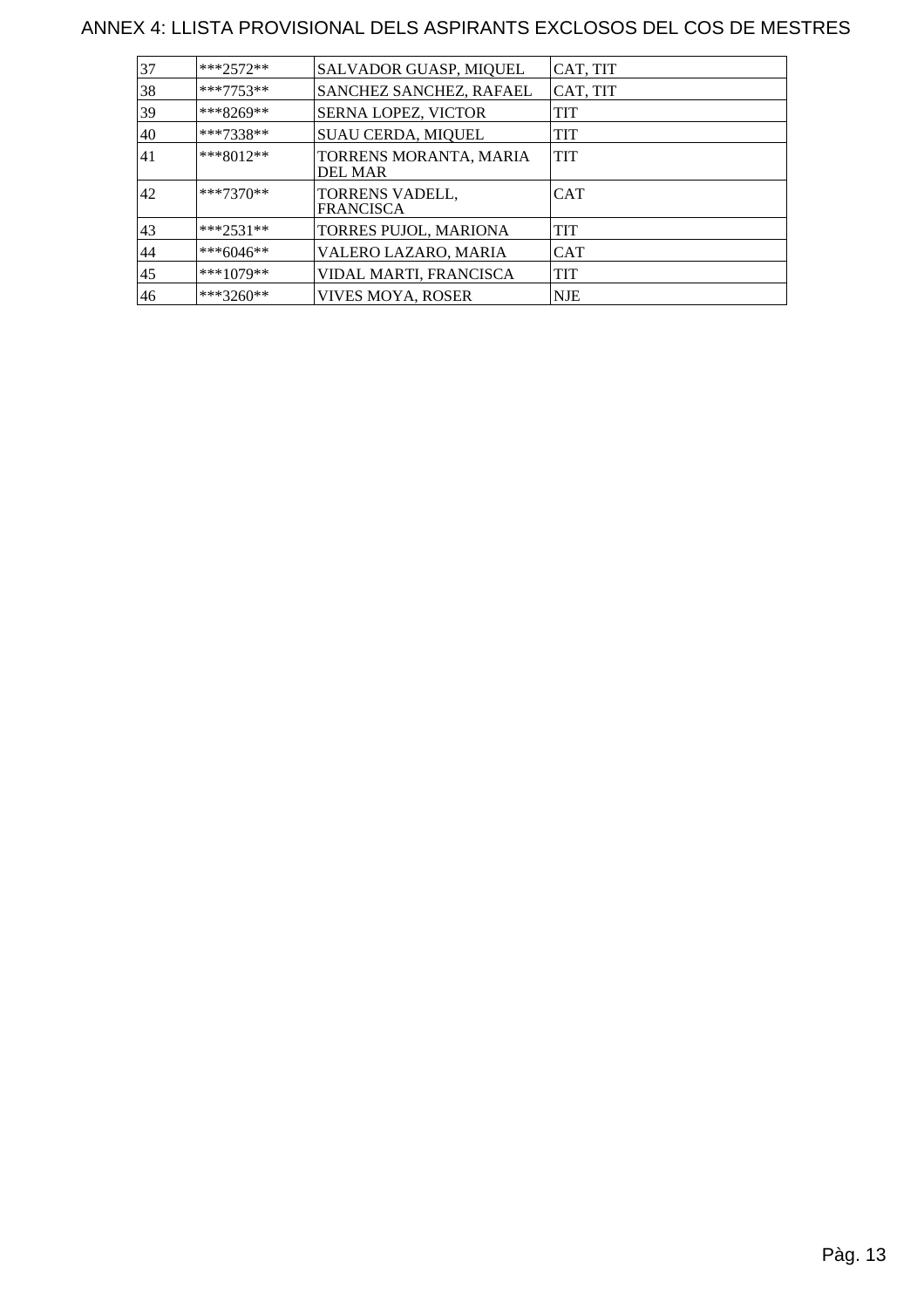# ANNEX 4: LLISTA PROVISIONAL DELS ASPIRANTS EXCLOSOS DEL COS DE MESTRES

| | | | |
|---|---|---|---|
| 37 | ***2572** | SALVADOR GUASP, MIQUEL | CAT, TIT |
| 38 | ***7753** | SANCHEZ SANCHEZ, RAFAEL | CAT, TIT |
| 39 | ***8269** | SERNA LOPEZ, VICTOR | TIT |
| 40 | ***7338** | SUAU CERDA, MIQUEL | TIT |
| 41 | ***8012** | TORRENS MORANTA, MARIA DEL MAR | TIT |
| 42 | ***7370** | TORRENS VADELL, FRANCISCA | CAT |
| 43 | ***2531** | TORRES PUJOL, MARIONA | TIT |
| 44 | ***6046** | VALERO LAZARO, MARIA | CAT |
| 45 | ***1079** | VIDAL MARTI, FRANCISCA | TIT |
| 46 | ***3260** | VIVES MOYA, ROSER | NJE |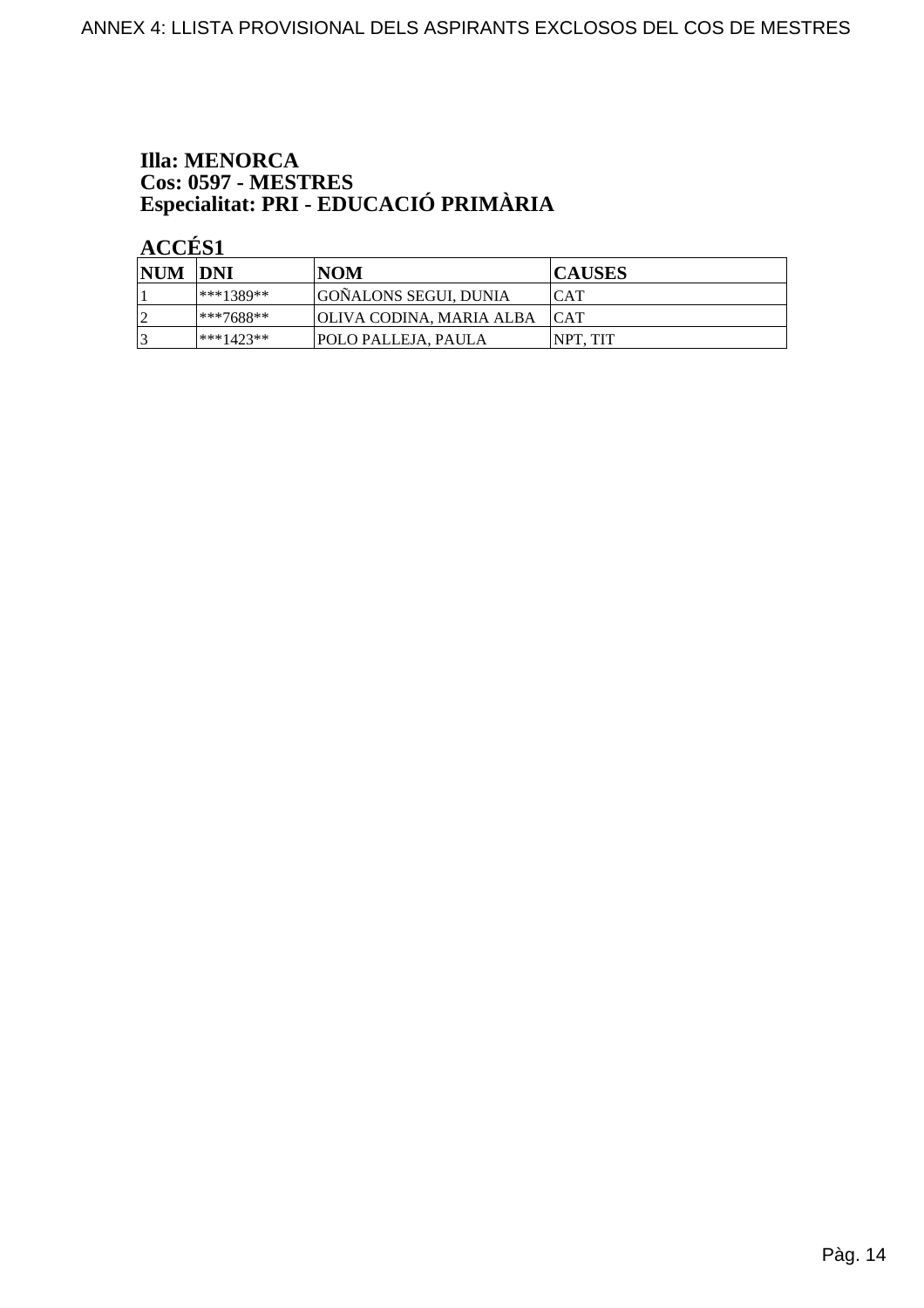**Illa: MENORCA**
**Cos: 0597 - MESTRES**
**Especialitat: PRI - EDUCACIÓ PRIMÀRIA**

**ACCÉS1**

| NUM | DNI | NOM | CAUSES |
|---|---|---|---|
| 1 | ***1389** | GOÑALONS SEGUI, DUNIA | CAT |
| 2 | ***7688** | OLIVA CODINA, MARIA ALBA | CAT |
| 3 | ***1423** | POLO PALLEJA, PAULA | NPT, TIT |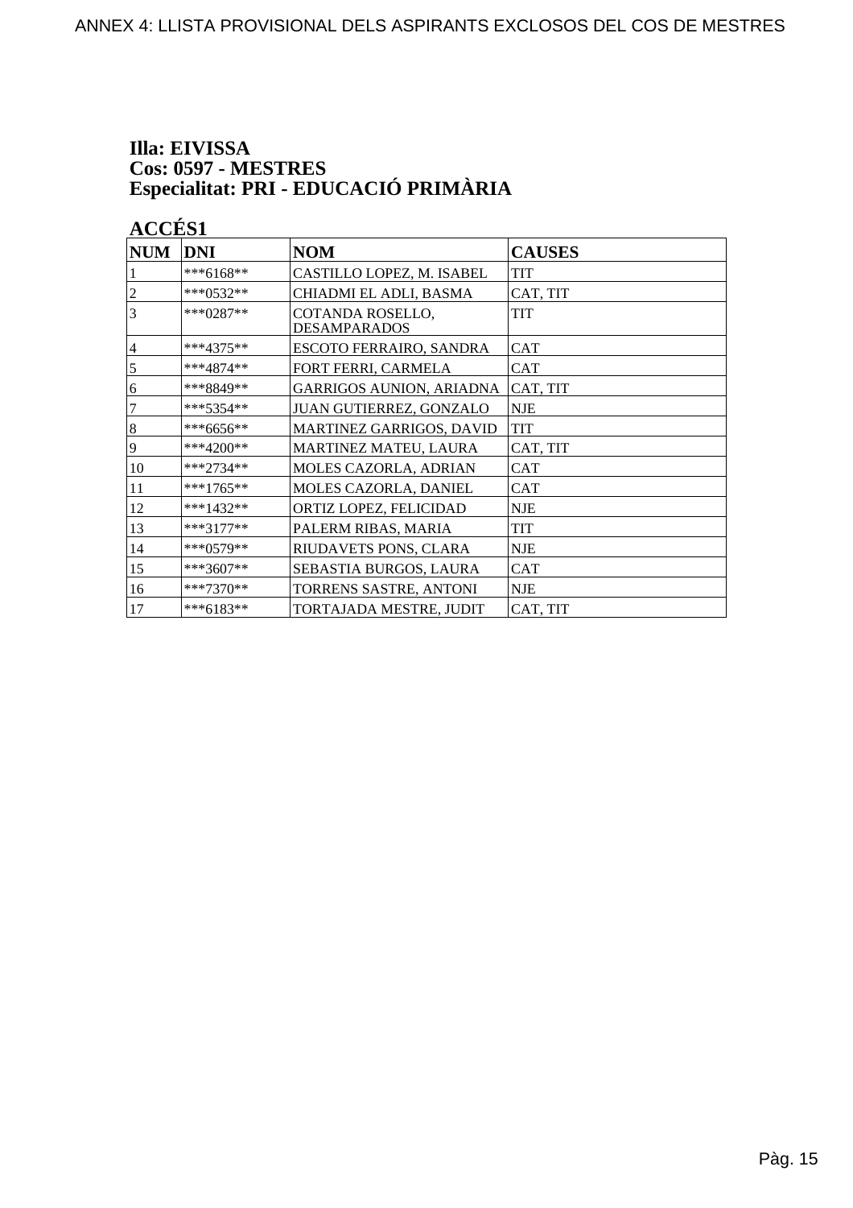ANNEX 4: LLISTA PROVISIONAL DELS ASPIRANTS EXCLOSOS DEL COS DE MESTRES

**Illa: EIVISSA**
**Cos: 0597 - MESTRES**
**Especialitat: PRI - EDUCACIÓ PRIMÀRIA**

**ACCÉS1**

| NUM | DNI | NOM | CAUSES |
|---|---|---|---|
| 1 | ***6168** | CASTILLO LOPEZ, M. ISABEL | TIT |
| 2 | ***0532** | CHIADMI EL ADLI, BASMA | CAT, TIT |
| 3 | ***0287** | COTANDA ROSELLO, DESAMPARADOS | TIT |
| 4 | ***4375** | ESCOTO FERRAIRO, SANDRA | CAT |
| 5 | ***4874** | FORT FERRI, CARMELA | CAT |
| 6 | ***8849** | GARRIGOS AUNION, ARIADNA | CAT, TIT |
| 7 | ***5354** | JUAN GUTIERREZ, GONZALO | NJE |
| 8 | ***6656** | MARTINEZ GARRIGOS, DAVID | TIT |
| 9 | ***4200** | MARTINEZ MATEU, LAURA | CAT, TIT |
| 10 | ***2734** | MOLES CAZORLA, ADRIAN | CAT |
| 11 | ***1765** | MOLES CAZORLA, DANIEL | CAT |
| 12 | ***1432** | ORTIZ LOPEZ, FELICIDAD | NJE |
| 13 | ***3177** | PALERM RIBAS, MARIA | TIT |
| 14 | ***0579** | RIUDAVETS PONS, CLARA | NJE |
| 15 | ***3607** | SEBASTIA BURGOS, LAURA | CAT |
| 16 | ***7370** | TORRENS SASTRE, ANTONI | NJE |
| 17 | ***6183** | TORTAJADA MESTRE, JUDIT | CAT, TIT |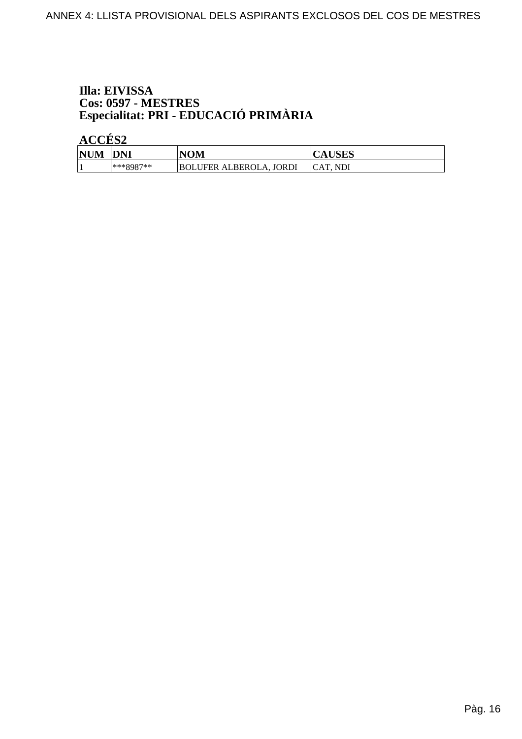**Illa: EIVISSA**
**Cos: 0597 - MESTRES**
**Especialitat: PRI - EDUCACIÓ PRIMÀRIA**

**ACCÉS2**

| NUM | DNI | NOM | CAUSES |
|---|---|---|---|
| 1 | ***8987** | BOLUFER ALBEROLA, JORDI | CAT, NDI |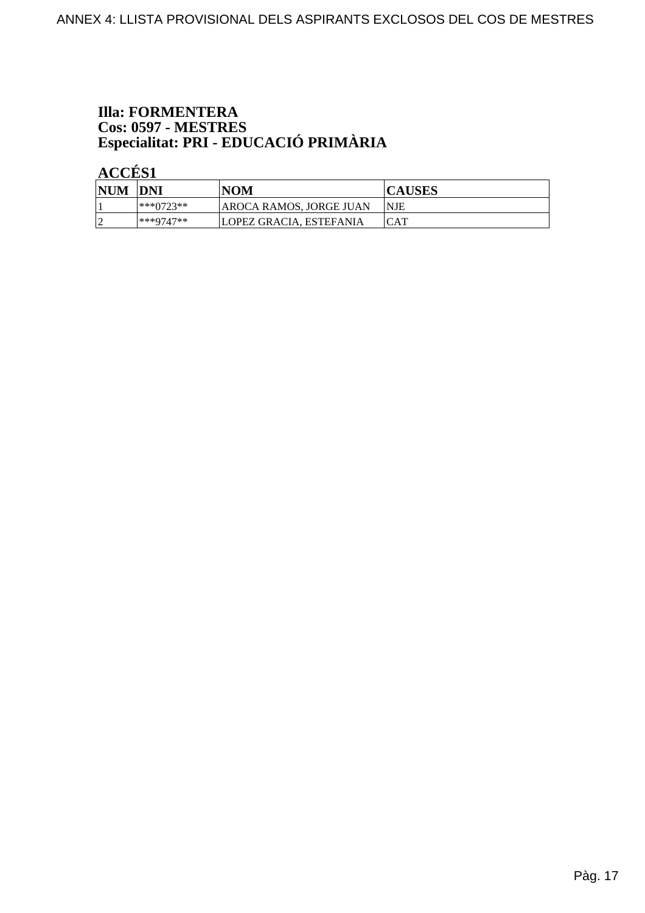**Illa: FORMENTERA**
**Cos: 0597 - MESTRES**
**Especialitat: PRI - EDUCACIÓ PRIMÀRIA**

**ACCÉS1**

| NUM | DNI | NOM | CAUSES |
|---|---|---|---|
| 1 | ***0723** | AROCA RAMOS, JORGE JUAN | NJE |
| 2 | ***9747** | LOPEZ GRACIA, ESTEFANIA | CAT |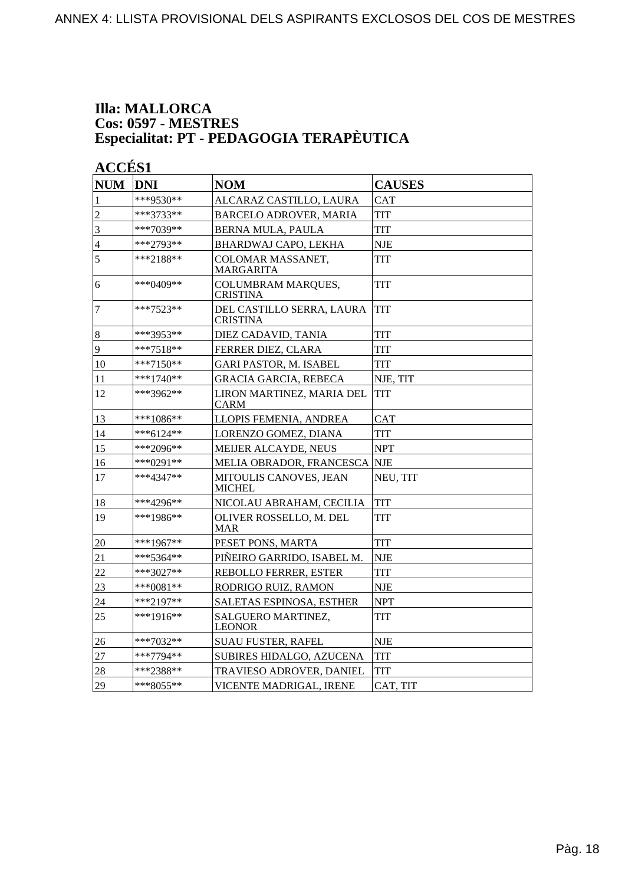# Illa: MALLORCA
# Cos: 0597 - MESTRES
# Especialitat: PT - PEDAGOGIA TERAPÈUTICA

## ACCÉS1

| NUM | DNI | NOM | CAUSES |
|---|---|---|---|
| 1 | ***9530** | ALCARAZ CASTILLO, LAURA | CAT |
| 2 | ***3733** | BARCELO ADROVER, MARIA | TIT |
| 3 | ***7039** | BERNA MULA, PAULA | TIT |
| 4 | ***2793** | BHARDWAJ CAPO, LEKHA | NJE |
| 5 | ***2188** | COLOMAR MASSANET, MARGARITA | TIT |
| 6 | ***0409** | COLUMBRAM MARQUES, CRISTINA | TIT |
| 7 | ***7523** | DEL CASTILLO SERRA, LAURA CRISTINA | TIT |
| 8 | ***3953** | DIEZ CADAVID, TANIA | TIT |
| 9 | ***7518** | FERRER DIEZ, CLARA | TIT |
| 10 | ***7150** | GARI PASTOR, M. ISABEL | TIT |
| 11 | ***1740** | GRACIA GARCIA, REBECA | NJE, TIT |
| 12 | ***3962** | LIRON MARTINEZ, MARIA DEL CARM | TIT |
| 13 | ***1086** | LLOPIS FEMENIA, ANDREA | CAT |
| 14 | ***6124** | LORENZO GOMEZ, DIANA | TIT |
| 15 | ***2096** | MEIJER ALCAYDE, NEUS | NPT |
| 16 | ***0291** | MELIA OBRADOR, FRANCESCA | NJE |
| 17 | ***4347** | MITOULIS CANOVES, JEAN MICHEL | NEU, TIT |
| 18 | ***4296** | NICOLAU ABRAHAM, CECILIA | TIT |
| 19 | ***1986** | OLIVER ROSSELLO, M. DEL MAR | TIT |
| 20 | ***1967** | PESET PONS, MARTA | TIT |
| 21 | ***5364** | PIÑEIRO GARRIDO, ISABEL M. | NJE |
| 22 | ***3027** | REBOLLO FERRER, ESTER | TIT |
| 23 | ***0081** | RODRIGO RUIZ, RAMON | NJE |
| 24 | ***2197** | SALETAS ESPINOSA, ESTHER | NPT |
| 25 | ***1916** | SALGUERO MARTINEZ, LEONOR | TIT |
| 26 | ***7032** | SUAU FUSTER, RAFEL | NJE |
| 27 | ***7794** | SUBIRES HIDALGO, AZUCENA | TIT |
| 28 | ***2388** | TRAVIESO ADROVER, DANIEL | TIT |
| 29 | ***8055** | VICENTE MADRIGAL, IRENE | CAT, TIT |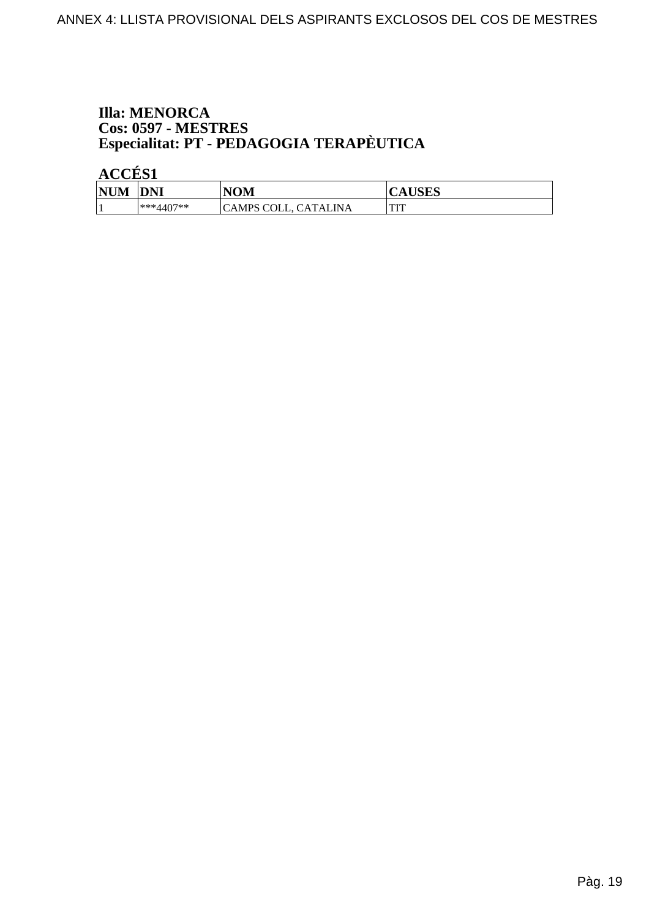**Illa: MENORCA**
**Cos: 0597 - MESTRES**
**Especialitat: PT - PEDAGOGIA TERAPÈUTICA**

**ACCÉS1**

| NUM | DNI | NOM | CAUSES |
|---|---|---|---|
| 1 | ***4407** | CAMPS COLL, CATALINA | TIT |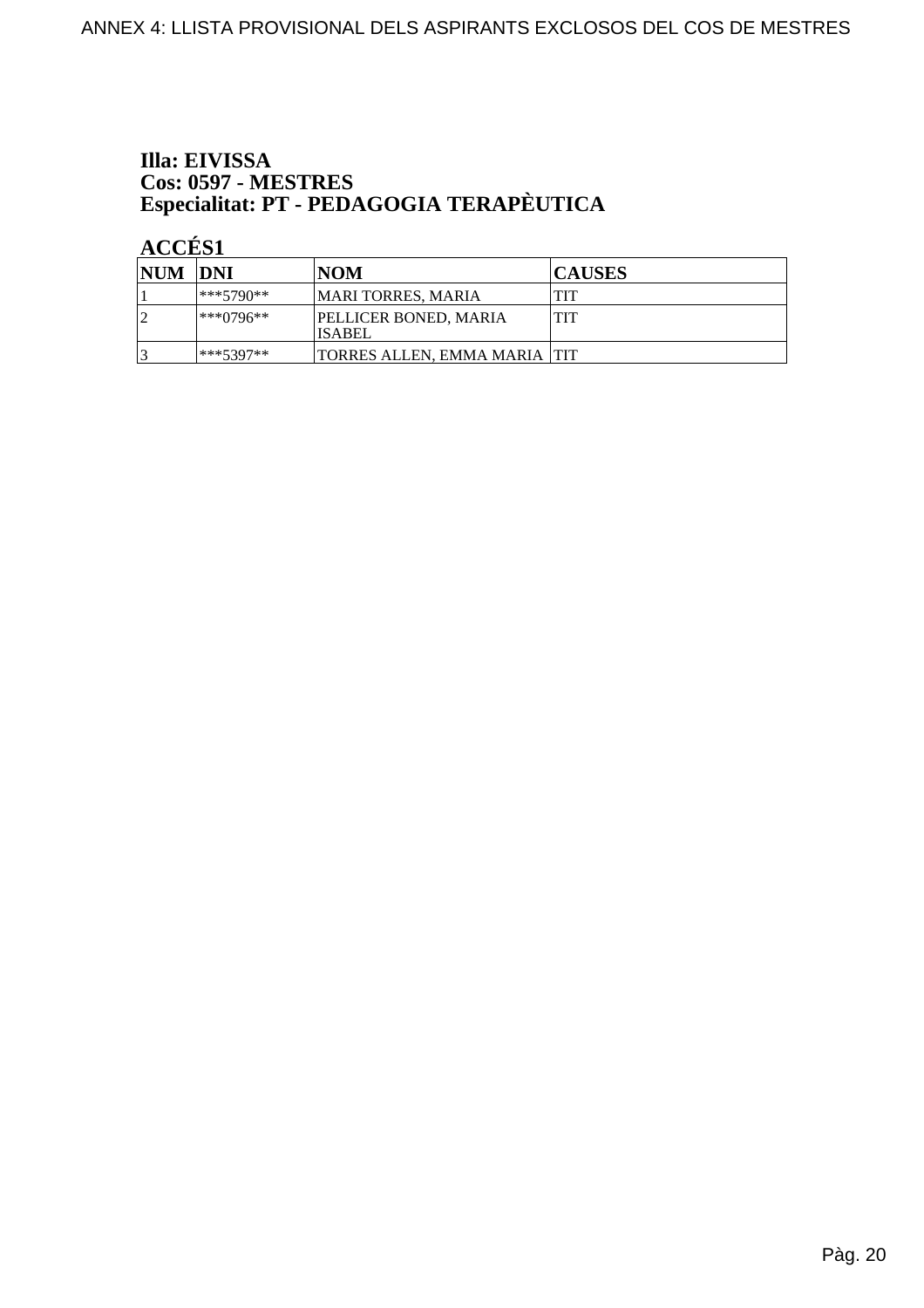**Illa: EIVISSA**
**Cos: 0597 - MESTRES**
**Especialitat: PT - PEDAGOGIA TERAPÈUTICA**

**ACCÉS1**

| NUM | DNI | NOM | CAUSES |
|---|---|---|---|
| 1 | ***5790** | MARI TORRES, MARIA | TIT |
| 2 | ***0796** | PELLICER BONED, MARIA ISABEL | TIT |
| 3 | ***5397** | TORRES ALLEN, EMMA MARIA | TIT |